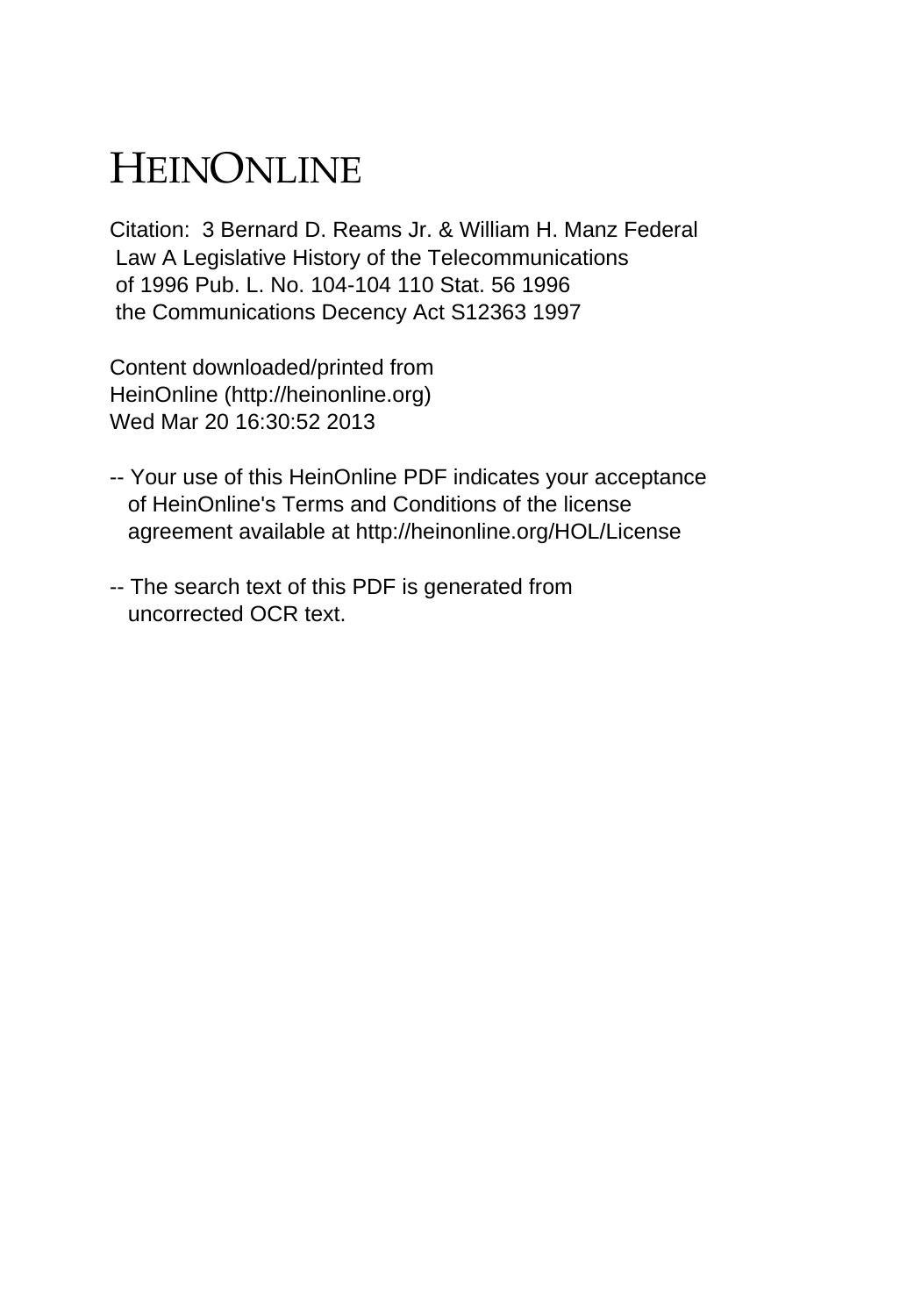# HEINONLINE

Citation: 3 Bernard D. Reams Jr. & William H. Manz Federal Law A Legislative History of the Telecommunications of 1996 Pub. L. No. 104-104 110 Stat. 56 1996 the Communications Decency Act S12363 1997

Content downloaded/printed from HeinOnline (http://heinonline.org) Wed Mar 20 16:30:52 2013

-- Your use of this HeinOnline PDF indicates your acceptance of HeinOnline's Terms and Conditions of the license agreement available at http://heinonline.org/HOL/License

-- The search text of this PDF is generated from uncorrected OCR text.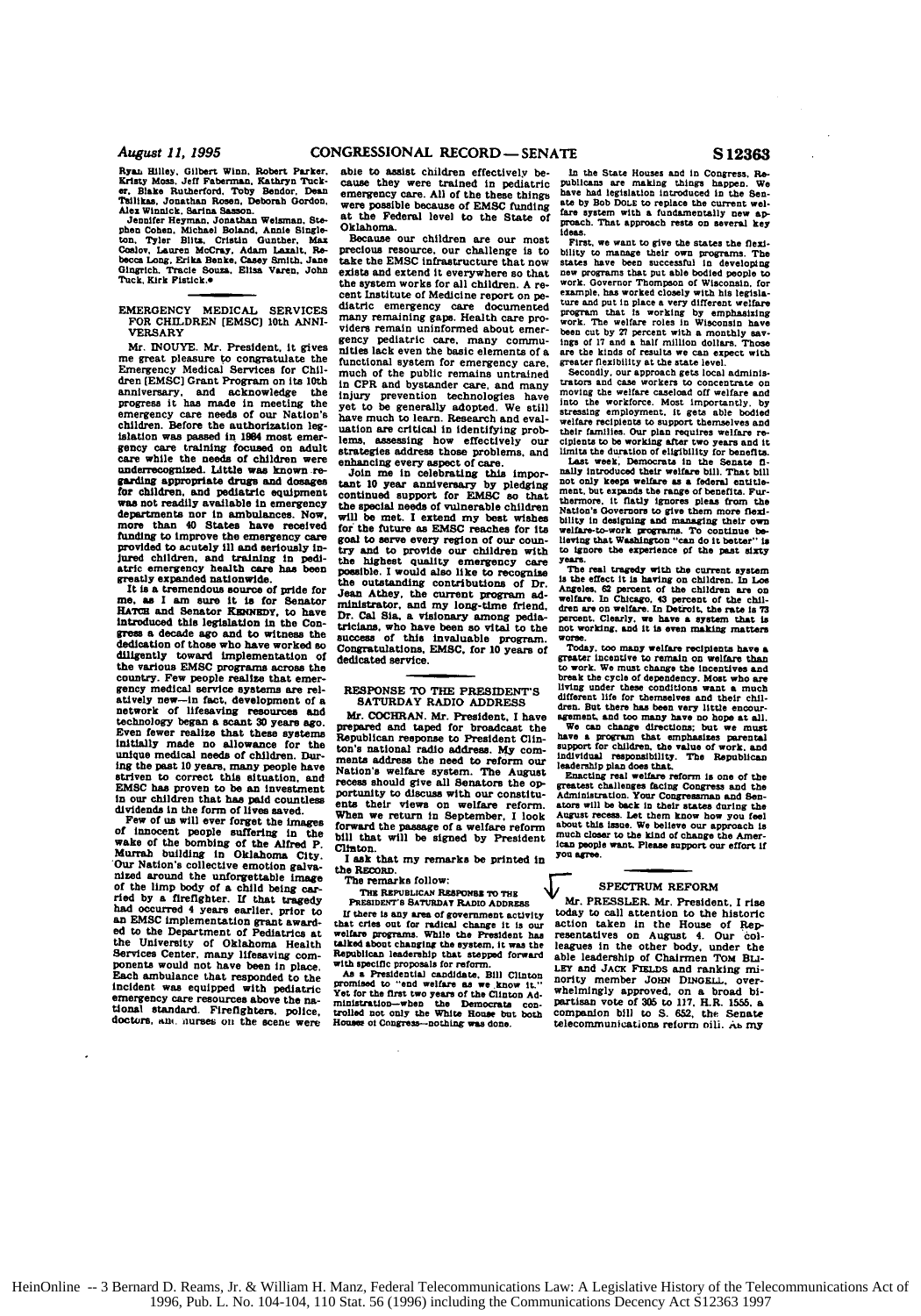Ryan Hilley, Gilbert Winn, Robert Parker, Kristy Moss, Jeff Faberman, Kathryn Tucker, Blake Rutherford, Toby Bendor, Dean Tsilikas, Jonathan Rosen, Deborah Gordon, Alex Winnick, Sarina Sasson.

Jennifer Heyman, Jonathan Weisman, Stephen Cohen, Michael Boland, Annie Singleton, Tyler Blitz, Cristin Gunther, Max Coslov, Lauren McCray, Adam Laxalt, Rebecca Long, Erika Benke, Casey Smith, Jane Gingrich, Tracie Souza, Elisa Varen, John Tuck, Kirk Fistick.●

## EMERGENCY MEDICAL SERVICES FOR CHILDREN [EMSC] 10th ANNIVERSARY

Mr. INOUYE. Mr. President, it gives me great pleasure to congratulate the Emergency Medical Services for Children [EMSC] Grant Program on its 10th anniversary, and acknowledge the progress it has made in meeting the emergency care needs of our Nation's children. Before the authorization legislation was passed in 1984 most emergency care training focused on adult care while the needs of children were underrecognized. Little was known regarding appropriate drugs and dosages for children, and pediatric equipment was not readily available in emergency departments nor in ambulances. Now, more than 40 States have received funding to improve the emergency care provided to acutely ill and seriously injured children, and training in pediatric emergency health care has been greatly expanded nationwide.

It is a tremendous source of pride for me, as I am sure it is for Senator HATCH and Senator KENNEDY, to have introduced this legislation in the Congress a decade ago and to witness the dedication of those who have worked so diligently toward implementation of the various EMSC programs across the country. Few people realize that emergency medical service systems are relatively new—in fact, development of a network of lifesaving resources and technology began a scant 30 years ago. Even fewer realize that these systems initially made no allowance for the unique medical needs of children. During the past 10 years, many people have striven to correct this situation, and EMSC has proven to be an investment in our children that has paid countless dividends in the form of lives saved.

Few of us will ever forget the images of innocent people suffering in the wake of the bombing of the Alfred P. Murrah building in Oklahoma City. Our Nation's collective emotion galvanized around the unforgettable image of the limp body of a child being carried by a firefighter. If that tragedy had occurred 4 years earlier, prior to an EMSC implementation grant awarded to the Department of Pediatrics at the University of Oklahoma Health Services Center, many lifesaving components would not have been in place. Each ambulance that responded to the incident was equipped with pediatric emergency care resources above the national standard. Firefighters, police, doctors, and nurses on the scene were able to assist children effectively because they were trained in pediatric emergency care. All of the these things were possible because of EMSC funding at the Federal level to the State of Oklahoma.

Because our children are our most precious resource, our challenge is to take the EMSC infrastructure that now exists and extend it everywhere so that the system works for all children. A recent Institute of Medicine report on pediatric emergency care documented many remaining gaps. Health care providers remain uninformed about emergency pediatric care, many communities lack even the basic elements of a functional system for emergency care, much of the public remains untrained in CPR and bystander care, and many injury prevention technologies have yet to be generally adopted. We still have much to learn. Research and evaluation are critical in identifying problems, assessing how effectively our strategies address those problems, and enhancing every aspect of care.

Join me in celebrating this important 10 year anniversary by pledging continued support for EMSC so that the special needs of vulnerable children will be met. I extend my best wishes for the future as EMSC reaches for its goal to serve every region of our country and to provide our children with the highest quality emergency care possible. I would also like to recognize the outstanding contributions of Dr. Jean Athey, the current program administrator, and my long-time friend, Dr. Cal Sia, a visionary among pediatricians, who have been so vital to the success of this invaluable program. Congratulations, EMSC, for 10 years of dedicated service.

## RESPONSE TO THE PRESIDENT'S SATURDAY RADIO ADDRESS

Mr. COCHRAN. Mr. President, I have prepared and taped for broadcast the Republican response to President Clinton's national radio address. My comments address the need to reform our Nation's welfare system. The August recess should give all Senators the opportunity to discuss with our constituents their views on welfare reform. When we return in September, I look forward the passage of a welfare reform bill that will be signed by President Clinton.

I ask that my remarks be printed in the RECORD.

The remarks follow:

THE REPUBLICAN RESPONSE TO THE PRESIDENT'S SATURDAY RADIO ADDRESS

If there is any area of government activity that cries out for radical change it is our welfare programs. While the President has talked about changing the system, it was the Republican leadership that stepped forward with specific proposals for reform.

As a Presidential candidate, Bill Clinton promised to "end welfare as we know it." Yet for the first two years of the Clinton Administration—when the Democrats controlled not only the White House but both Houses of Congress—nothing was done.

In the State Houses and in Congress, Republicans are making things happen. We have had legislation introduced in the Senate by Bob DOLE to replace the current welfare system with a fundamentally new approach. That approach rests on several key ideas.

First, we want to give the states the flexibility to manage their own programs. The states have been successful in developing new programs that put able bodied people to work. Governor Thompson of Wisconsin, for example, has worked closely with his legislature and put in place a very different welfare program that is working by emphasizing work. The welfare roles in Wisconsin have been cut by 27 percent with a monthly savings of 17 and a half million dollars. Those are the kinds of results we can expect with greater flexibility at the state level.

Secondly, our approach gets local administrators and case workers to concentrate on moving the welfare caseload off welfare and into the workforce. Most importantly, by stressing employment, it gets able bodied welfare recipients to support themselves and their families. Our plan requires welfare recipients to be working after two years and it limits the duration of eligibility for benefits.

Last week, Democrats in the Senate finally introduced their welfare bill. That bill not only keeps welfare as a federal entitlement, but expands the range of benefits. Furthermore, it flatly ignores pleas from the Nation's Governors to give them more flexibility in designing and managing their own welfare-to-work programs. To continue believing that Washington "can do it better" is to ignore the experience of the past sixty years.

The real tragedy with the current system is the effect it is having on children. In Los Angeles, 62 percent of the children are on welfare. In Chicago, 43 percent of the children are on welfare. In Detroit, the rate is 73 percent. Clearly, we have a system that is not working, and it is even making matters worse.

Today, too many welfare recipients have a greater incentive to remain on welfare than to work. We must change the incentives and break the cycle of dependency. Most who are living under these conditions want a much different life for themselves and their children. But there has been very little encouragement, and too many have no hope at all.

We can change directions; but we must have a program that emphasizes parental support for children, the value of work, and individual responsibility. The Republican leadership plan does that.

Enacting real welfare reform is one of the greatest challenges facing Congress and the Administration. Your Congressman and Senators will be back in their states during the August recess. Let them know how you feel about this issue. We believe our approach is much closer to the kind of change the American people want. Please support our effort if you agree.

## SPECTRUM REFORM

Mr. PRESSLER. Mr. President, I rise today to call attention to the historic action taken in the House of Representatives on August 4. Our colleagues in the other body, under the able leadership of Chairmen TOM BLILEY and JACK FIELDS and ranking minority member JOHN DINGELL, overwhelmingly approved, on a broad bipartisan vote of 305 to 117, H.R. 1555, a companion bill to S. 652, the Senate telecommunications reform bill. As my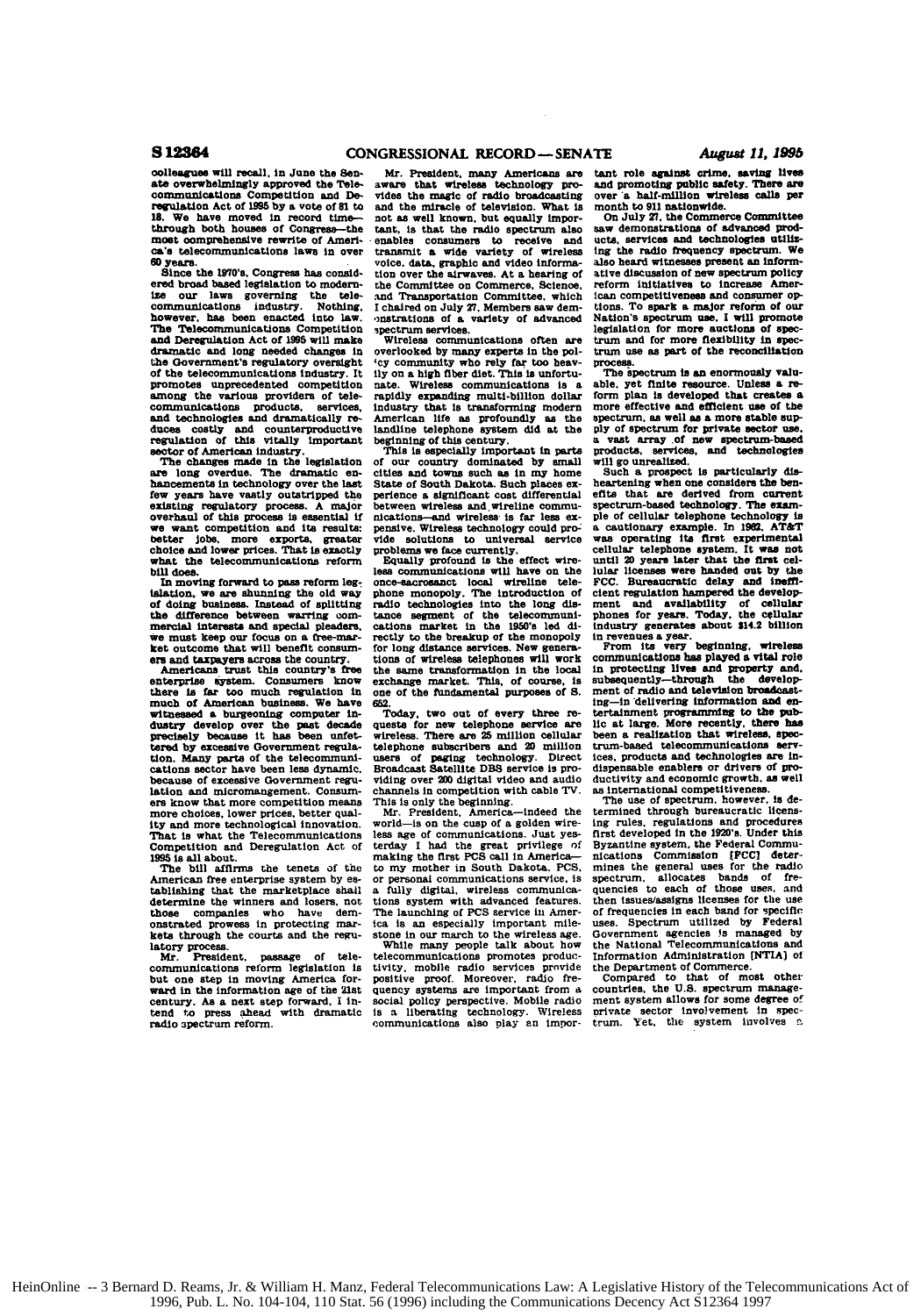colleagues will recall, in June the Senate overwhelmingly approved the Telecommunications Competition and Deregulation Act of 1995 by a vote of 81 to 18. We have moved in record time—through both houses of Congress—the most comprehensive rewrite of America's telecommunications laws in over 60 years.

Since the 1970's, Congress has considered broad based legislation to modernize our laws governing the telecommunications industry. Nothing, however, has been enacted into law. The Telecommunications Competition and Deregulation Act of 1995 will make dramatic and long needed changes in the Government's regulatory oversight of the telecommunications industry. It promotes unprecedented competition among the various providers of telecommunications products, services, and technologies and dramatically reduces costly and counterproductive regulation of this vitally important sector of American industry.

The changes made in the legislation are long overdue. The dramatic enhancements in technology over the last few years have vastly outstripped the existing regulatory process. A major overhaul of this process is essential if we want competition and its results: better jobs, more exports, greater choice and lower prices. That is exactly what the telecommunications reform bill does.

In moving forward to pass reform legislation, we are shunning the old way of doing business. Instead of splitting the difference between warring commercial interests and special pleaders, we must keep our focus on a free-market outcome that will benefit consumers and taxpayers across the country.

Americans trust this country's free enterprise system. Consumers know there is far too much regulation in much of American business. We have witnessed a burgeoning computer industry develop over the past decade precisely because it has been unfettered by excessive Government regulation. Many parts of the telecommunications sector have been less dynamic, because of excessive Government regulation and micromanagement. Consumers know that more competition means more choices, lower prices, better quality and more technological innovation. That is what the Telecommunications Competition and Deregulation Act of 1995 is all about.

The bill affirms the tenets of the American free enterprise system by establishing that the marketplace shall determine the winners and losers, not those companies who have demonstrated prowess in protecting markets through the courts and the regulatory process.

Mr. President, passage of telecommunications reform legislation is but one step in moving America forward in the information age of the 21st century. As a next step forward, I intend to press ahead with dramatic radio spectrum reform.

Mr. President, many Americans are aware that wireless technology provides the magic of radio broadcasting and the miracle of television. What is not as well known, but equally important, is that the radio spectrum also enables consumers to receive and transmit a wide variety of wireless voice, data, graphic and video information over the airwaves. At a hearing of the Committee on Commerce, Science, and Transportation Committee, which I chaired on July 27, Members saw demonstrations of a variety of advanced spectrum services.

Wireless communications often are overlooked by many experts in the policy community who rely far too heavily on a high fiber diet. This is unfortunate. Wireless communications is a rapidly expanding multi-billion dollar industry that is transforming modern American life as profoundly as the landline telephone system did at the beginning of this century.

This is especially important in parts of our country dominated by small cities and towns such as in my home State of South Dakota. Such places experience a significant cost differential between wireless and wireline communications—and wireless is far less expensive. Wireless technology could provide solutions to universal service problems we face currently.

Equally profound is the effect wireless communications will have on the once-sacrosanct local wireline telephone monopoly. The introduction of radio technologies into the long distance segment of the telecommunications market in the 1950's led directly to the breakup of the monopoly for long distance services. New generations of wireless telephones will work the same transformation in the local exchange market. This, of course, is one of the fundamental purposes of S. 652.

Today, two out of every three requests for new telephone service are wireless. There are 25 million cellular telephone subscribers and 20 million users of paging technology. Direct Broadcast Satellite DBS service is providing over 200 digital video and audio channels in competition with cable TV. This is only the beginning.

Mr. President, America—indeed the world—is on the cusp of a golden wireless age of communications. Just yesterday I had the great privilege of making the first PCS call in America—to my mother in South Dakota. PCS, or personal communications service, is a fully digital, wireless communications system with advanced features. The launching of PCS service in America is an especially important milestone in our march to the wireless age.

While many people talk about how telecommunications promotes productivity, mobile radio services provide positive proof. Moreover, radio frequency systems are important from a social policy perspective. Mobile radio is a liberating technology. Wireless communications also play an important role against crime, saving lives and promoting public safety. There are over a half-million wireless calls per month to 911 nationwide.

On July 27, the Commerce Committee saw demonstrations of advanced products, services and technologies utilizing the radio frequency spectrum. We also heard witnesses present an informative discussion of new spectrum policy reform initiatives to increase American competitiveness and consumer options. To spark a major reform of our Nation's spectrum use, I will promote legislation for more auctions of spectrum and for more flexibility in spectrum use as part of the reconciliation process.

The spectrum is an enormously valuable, yet finite resource. Unless a reform plan is developed that creates a more effective and efficient use of the spectrum, as well as a more stable supply of spectrum for private sector use, a vast array of new spectrum-based products, services, and technologies will go unrealized.

Such a prospect is particularly disheartening when one considers the benefits that are derived from current spectrum-based technology. The example of cellular telephone technology is a cautionary example. In 1962, AT&T was operating its first experimental cellular telephone system. It was not until 20 years later that the first cellular licenses were handed out by the FCC. Bureaucratic delay and inefficient regulation hampered the development and availability of cellular phones for years. Today, the cellular industry generates about $14.2 billion in revenues a year.

From its very beginning, wireless communications has played a vital role in protecting lives and property and, subsequently—through the development of radio and television broadcasting—in delivering information and entertainment programming to the public at large. More recently, there has been a realization that wireless, spectrum-based telecommunications services, products and technologies are indispensable enablers or drivers of productivity and economic growth, as well as international competitiveness.

The use of spectrum, however, is determined through bureaucratic licensing rules, regulations and procedures first developed in the 1920's. Under this Byzantine system, the Federal Communications Commission [FCC] determines the general uses for the radio spectrum, allocates bands of frequencies to each of those uses, and then issues/assigns licenses for the use of frequencies in each band for specific uses. Spectrum utilized by Federal Government agencies is managed by the National Telecommunications and Information Administration [NTIA] of the Department of Commerce.

Compared to that of most other countries, the U.S. spectrum management system allows for some degree of private sector involvement in spectrum. Yet, the system involves a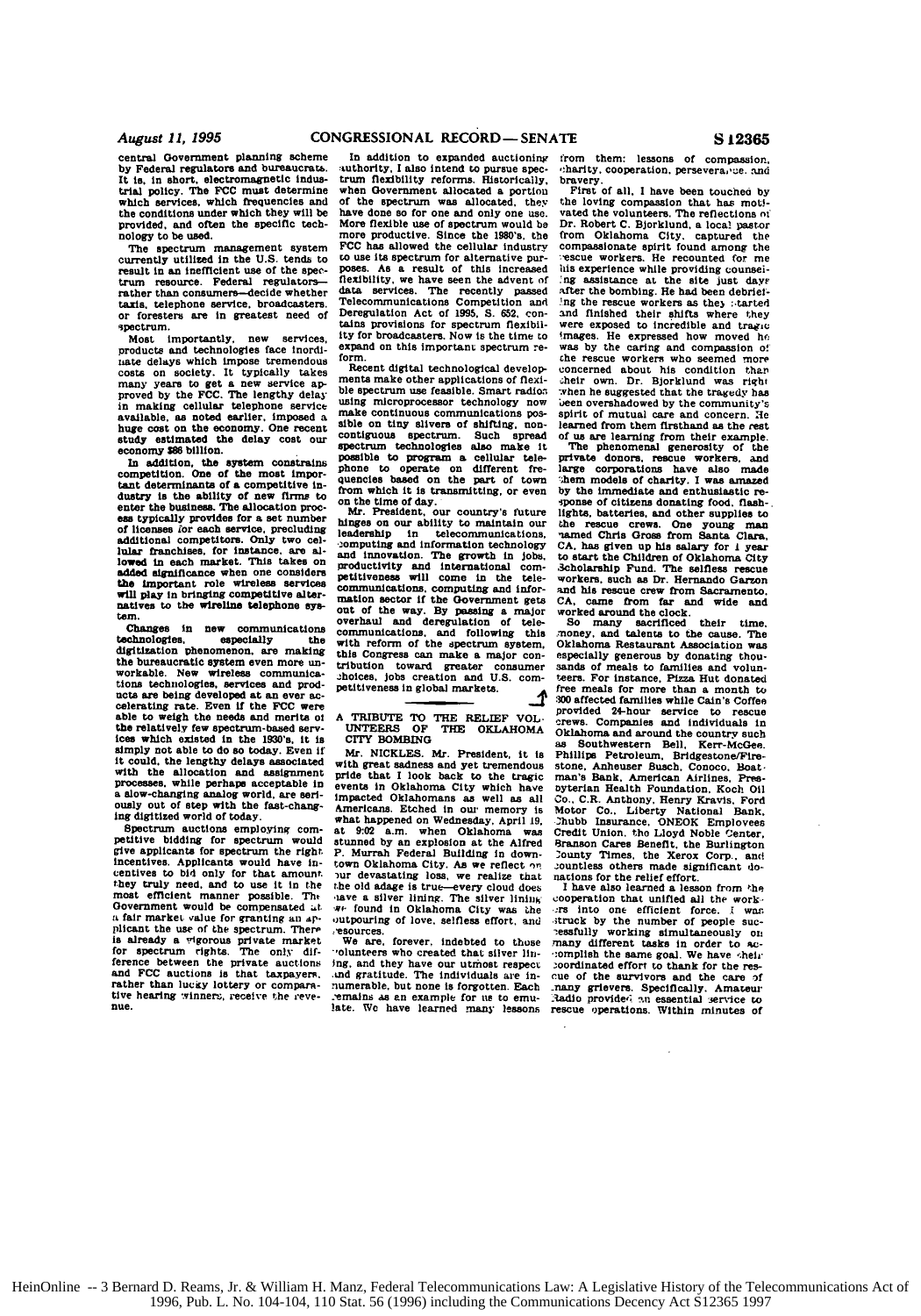central Government planning scheme by Federal regulators and bureaucrats. It is, in short, electromagnetic industrial policy. The FCC must determine which services, which frequencies and the conditions under which they will be provided, and often the specific technology to be used.

The spectrum management system currently utilized in the U.S. tends to result in an inefficient use of the spectrum resource. Federal regulators—rather than consumers—decide whether taxis, telephone service, broadcasters, or foresters are in greatest need of spectrum.

Most importantly, new services, products and technologies face inordinate delays which impose tremendous costs on society. It typically takes many years to get a new service approved by the FCC. The lengthy delay in making cellular telephone service available, as noted earlier, imposed a huge cost on the economy. One recent study estimated the delay cost our economy $86 billion.

In addition, the system constrains competition. One of the most important determinants of a competitive industry is the ability of new firms to enter the business. The allocation process typically provides for a set number of licenses for each service, precluding additional competitors. Only two cellular franchises, for instance, are allowed in each market. This takes on added significance when one considers the important role wireless services will play in bringing competitive alternatives to the wireline telephone system.

Changes in new communications technologies, especially the digitization phenomenon, are making the bureaucratic system even more unworkable. New wireless communications technologies, services and products are being developed at an ever accelerating rate. Even if the FCC were able to weigh the needs and merits of the relatively few spectrum-based services which existed in the 1930's, it is simply not able to do so today. Even if it could, the lengthy delays associated with the allocation and assignment processes, while perhaps acceptable in a slow-changing analog world, are seriously out of step with the fast-changing digitized world of today.

Spectrum auctions employing competitive bidding for spectrum would give applicants for spectrum the right incentives. Applicants would have incentives to bid only for that amount they truly need, and to use it in the most efficient manner possible. The Government would be compensated at a fair market value for granting an applicant the use of the spectrum. There is already a vigorous private market for spectrum rights. The only difference between the private auctions and FCC auctions is that taxpayers, rather than lucky lottery or comparative hearing winners, receive the revenue.

In addition to expanded auctioning authority, I also intend to pursue spectrum flexibility reforms. Historically, when Government allocated a portion of the spectrum was allocated, they have done so for one and only one use. More flexible use of spectrum would be more productive. Since the 1980's, the FCC has allowed the cellular industry to use its spectrum for alternative purposes. As a result of this increased flexibility, we have seen the advent of data services. The recently passed Telecommunications Competition and Deregulation Act of 1995, S. 652, contains provisions for spectrum flexibility for broadcasters. Now is the time to expand on this important spectrum reform.

Recent digital technological developments make other applications of flexible spectrum use feasible. Smart radios using microprocessor technology now make continuous communications possible on tiny slivers of shifting, noncontiguous spectrum. Such spread spectrum technologies also make it possible to program a cellular telephone to operate on different frequencies based on the part of town from which it is transmitting, or even on the time of day.

Mr. President, our country's future hinges on our ability to maintain our leadership in telecommunications, computing and information technology and innovation. The growth in jobs, productivity and international competitiveness will come in the telecommunications, computing and information sector if the Government gets out of the way. By passing a major overhaul and deregulation of telecommunications, and following this with reform of the spectrum system, this Congress can make a major contribution toward greater consumer choices, jobs creation and U.S. competitiveness in global markets.

## A TRIBUTE TO THE RELIEF VOLUNTEERS OF THE OKLAHOMA CITY BOMBING

Mr. NICKLES. Mr. President, it is with great sadness and yet tremendous pride that I look back to the tragic events in Oklahoma City which have impacted Oklahomans as well as all Americans. Etched in our memory is what happened on Wednesday, April 19, at 9:02 a.m. when Oklahoma was stunned by an explosion at the Alfred P. Murrah Federal Building in downtown Oklahoma City. As we reflect on our devastating loss, we realize that the old adage is true—every cloud does have a silver lining. The silver lining we found in Oklahoma City was the outpouring of love, selfless effort, and resources.

We are, forever, indebted to those volunteers who created that silver lining, and they have our utmost respect and gratitude. The individuals are innumerable, but none is forgotten. Each remains as an example for us to emulate. We have learned many lessons from them: lessons of compassion, charity, cooperation, perseverance, and bravery.

First of all, I have been touched by the loving compassion that has motivated the volunteers. The reflections of Dr. Robert C. Bjorklund, a local pastor from Oklahoma City, captured the compassionate spirit found among the rescue workers. He recounted for me his experience while providing counseling assistance at the site just days after the bombing. He had been debriefing the rescue workers as they started and finished their shifts where they were exposed to incredible and tragic images. He expressed how moved he was by the caring and compassion of the rescue workers who seemed more concerned about his condition than their own. Dr. Bjorklund was right when he suggested that the tragedy has been overshadowed by the community's spirit of mutual care and concern. He learned from them firsthand as the rest of us are learning from their example.

The phenomenal generosity of the private donors, rescue workers, and large corporations have also made them models of charity. I was amazed by the immediate and enthusiastic response of citizens donating food, flashlights, batteries, and other supplies to the rescue crews. One young man named Chris Gross from Santa Clara, CA, has given up his salary for 1 year to start the Children of Oklahoma City Scholarship Fund. The selfless rescue workers, such as Dr. Hernando Garzon and his rescue crew from Sacramento, CA, came from far and wide and worked around the clock.

So many sacrificed their time, money, and talents to the cause. The Oklahoma Restaurant Association was especially generous by donating thousands of meals to families and volunteers. For instance, Pizza Hut donated free meals for more than a month to 300 affected families while Cain's Coffee provided 24-hour service to rescue crews. Companies and individuals in Oklahoma and around the country such as Southwestern Bell, Kerr-McGee, Phillips Petroleum, Bridgestone/Firestone, Anheuser Busch, Conoco, Boatman's Bank, American Airlines, Presbyterian Health Foundation, Koch Oil Co., C.R. Anthony, Henry Kravis, Ford Motor Co., Liberty National Bank, Chubb Insurance, ONEOK Employees Credit Union, the Lloyd Noble Center, Branson Cares Benefit, the Burlington County Times, the Xerox Corp., and countless others made significant donations for the relief effort.

I have also learned a lesson from the cooperation that unified all the workers into one efficient force. I was struck by the number of people successfully working simultaneously on many different tasks in order to accomplish the same goal. We have their coordinated effort to thank for the rescue of the survivors and the care of many grievers. Specifically, Amateur Radio provided an essential service to rescue operations. Within minutes of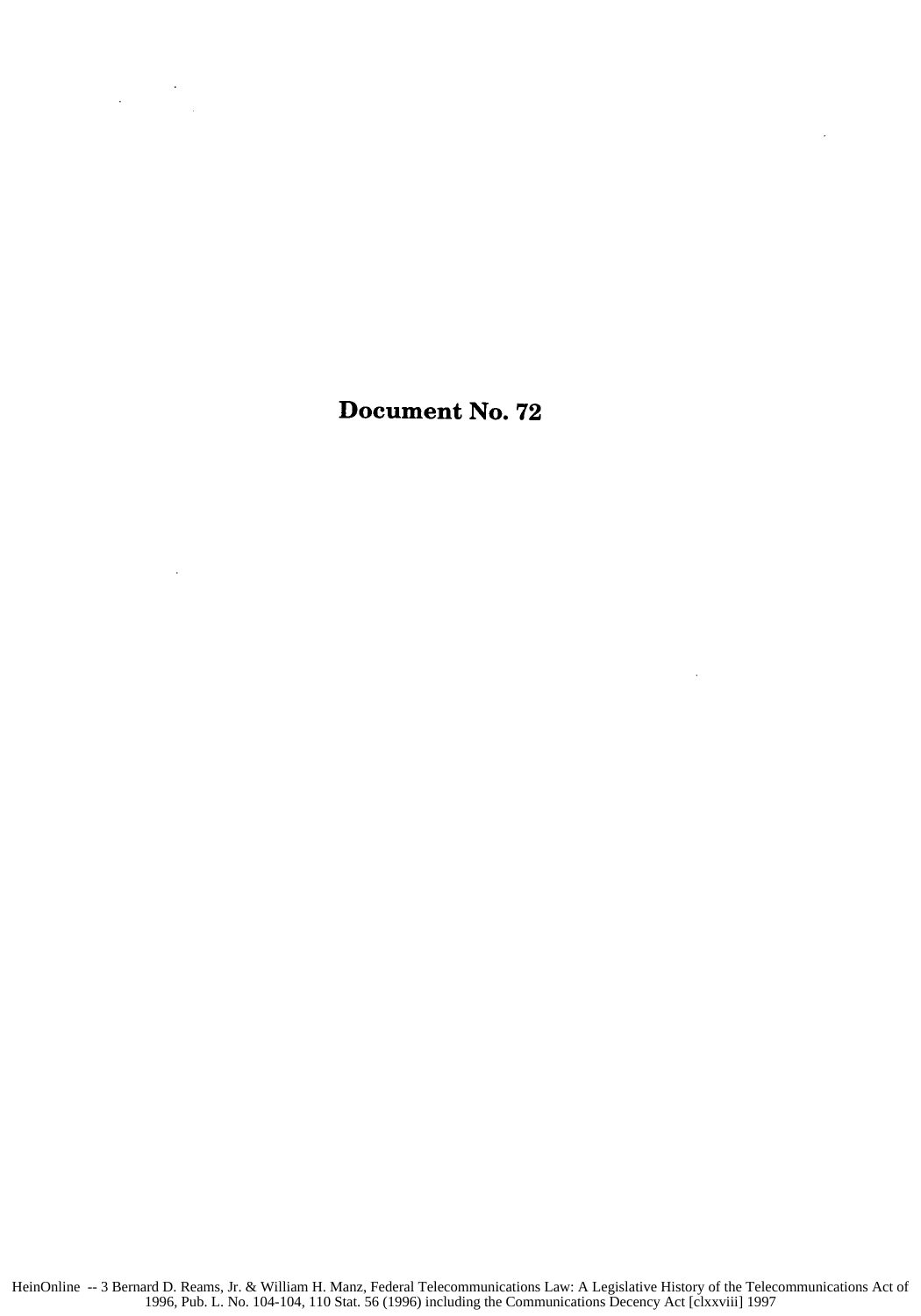# Document No. 72